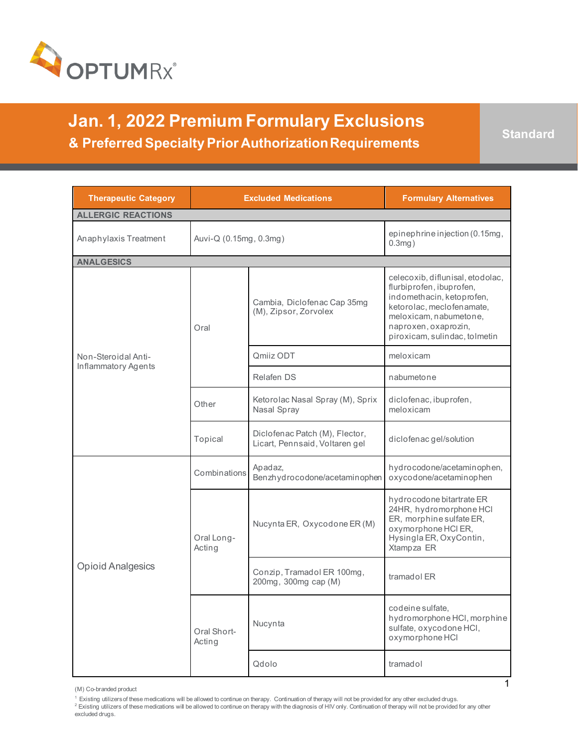OPTUMRx®

# Jan. 1, 2022 Premium Formulary Exclusions

## & Preferred Specialty Prior Authorization Requirements

**Standard**

| Therapeutic Category | Excluded Medications | | Formulary Alternatives |
|---|---|---|---|
| **ALLERGIC REACTIONS** | | | |
| Anaphylaxis Treatment | Auvi-Q (0.15mg, 0.3mg) | | epinephrine injection (0.15mg, 0.3mg) |
| **ANALGESICS** | | | |
| Non-Steroidal Anti-Inflammatory Agents | Oral | Cambia, Diclofenac Cap 35mg (M), Zipsor, Zorvolex | celecoxib, diflunisal, etodolac, flurbiprofen, ibuprofen, indomethacin, ketoprofen, ketorolac, meclofenamate, meloxicam, nabumetone, naproxen, oxaprozin, piroxicam, sulindac, tolmetin |
| | | Qmiiz ODT | meloxicam |
| | | Relafen DS | nabumetone |
| | Other | Ketorolac Nasal Spray (M), Sprix Nasal Spray | diclofenac, ibuprofen, meloxicam |
| | Topical | Diclofenac Patch (M), Flector, Licart, Pennsaid, Voltaren gel | diclofenac gel/solution |
| Opioid Analgesics | Combinations | Apadaz, Benzhydrocodone/acetaminophen | hydrocodone/acetaminophen, oxycodone/acetaminophen |
| | Oral Long-Acting | Nucynta ER, Oxycodone ER (M) | hydrocodone bitartrate ER 24HR, hydromorphone HCl ER, morphine sulfate ER, oxymorphone HCl ER, Hysingla ER, OxyContin, Xtampza ER |
| | | Conzip, Tramadol ER 100mg, 200mg, 300mg cap (M) | tramadol ER |
| | Oral Short-Acting | Nucynta | codeine sulfate, hydromorphone HCl, morphine sulfate, oxycodone HCl, oxymorphone HCl |
| | | Qdolo | tramadol |

(M) Co-branded product

[1] Existing utilizers of these medications will be allowed to continue on therapy. Continuation of therapy will not be provided for any other excluded drugs.

[2] Existing utilizers of these medications will be allowed to continue on therapy with the diagnosis of HIV only. Continuation of therapy will not be provided for any other excluded drugs.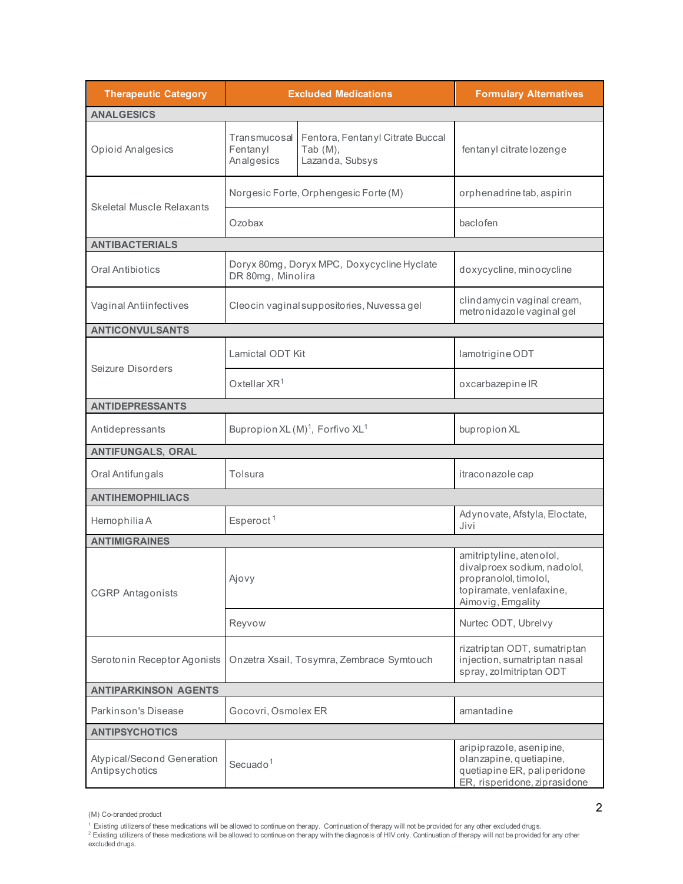| Therapeutic Category | Excluded Medications | | Formulary Alternatives |
|---|---|---|---|
| **ANALGESICS** | | | |
| Opioid Analgesics | Transmucosal Fentanyl Analgesics | Fentora, Fentanyl Citrate Buccal Tab (M), Lazanda, Subsys | fentanyl citrate lozenge |
| Skeletal Muscle Relaxants | Norgesic Forte, Orphengesic Forte (M) | | orphenadrine tab, aspirin |
| | Ozobax | | baclofen |
| **ANTIBACTERIALS** | | | |
| Oral Antibiotics | Doryx 80mg, Doryx MPC, Doxycycline Hyclate DR 80mg, Minolira | | doxycycline, minocycline |
| Vaginal Antiinfectives | Cleocin vaginal suppositories, Nuvessa gel | | clindamycin vaginal cream, metronidazole vaginal gel |
| **ANTICONVULSANTS** | | | |
| Seizure Disorders | Lamictal ODT Kit | | lamotrigine ODT |
| | Oxtellar XR[1] | | oxcarbazepine IR |
| **ANTIDEPRESSANTS** | | | |
| Antidepressants | Bupropion XL (M)[1], Forfivo XL[1] | | bupropion XL |
| **ANTIFUNGALS, ORAL** | | | |
| Oral Antifungals | Tolsura | | itraconazole cap |
| **ANTIHEMOPHILIACS** | | | |
| Hemophilia A | Esperoct[1] | | Adynovate, Afstyla, Eloctate, Jivi |
| **ANTIMIGRAINES** | | | |
| CGRP Antagonists | Ajovy | | amitriptyline, atenolol, divalproex sodium, nadolol, propranolol, timolol, topiramate, venlafaxine, Aimovig, Emgality |
| | Reyvow | | Nurtec ODT, Ubrelvy |
| Serotonin Receptor Agonists | Onzetra Xsail, Tosymra, Zembrace Symtouch | | rizatriptan ODT, sumatriptan injection, sumatriptan nasal spray, zolmitriptan ODT |
| **ANTIPARKINSON AGENTS** | | | |
| Parkinson's Disease | Gocovri, Osmolex ER | | amantadine |
| **ANTIPSYCHOTICS** | | | |
| Atypical/Second Generation Antipsychotics | Secuado[1] | | aripiprazole, asenipine, olanzapine, quetiapine, quetiapine ER, paliperidone ER, risperidone, ziprasidone |

(M) Co-branded product

[1] Existing utilizers of these medications will be allowed to continue on therapy. Continuation of therapy will not be provided for any other excluded drugs.

[2] Existing utilizers of these medications will be allowed to continue on therapy with the diagnosis of HIV only. Continuation of therapy will not be provided for any other excluded drugs.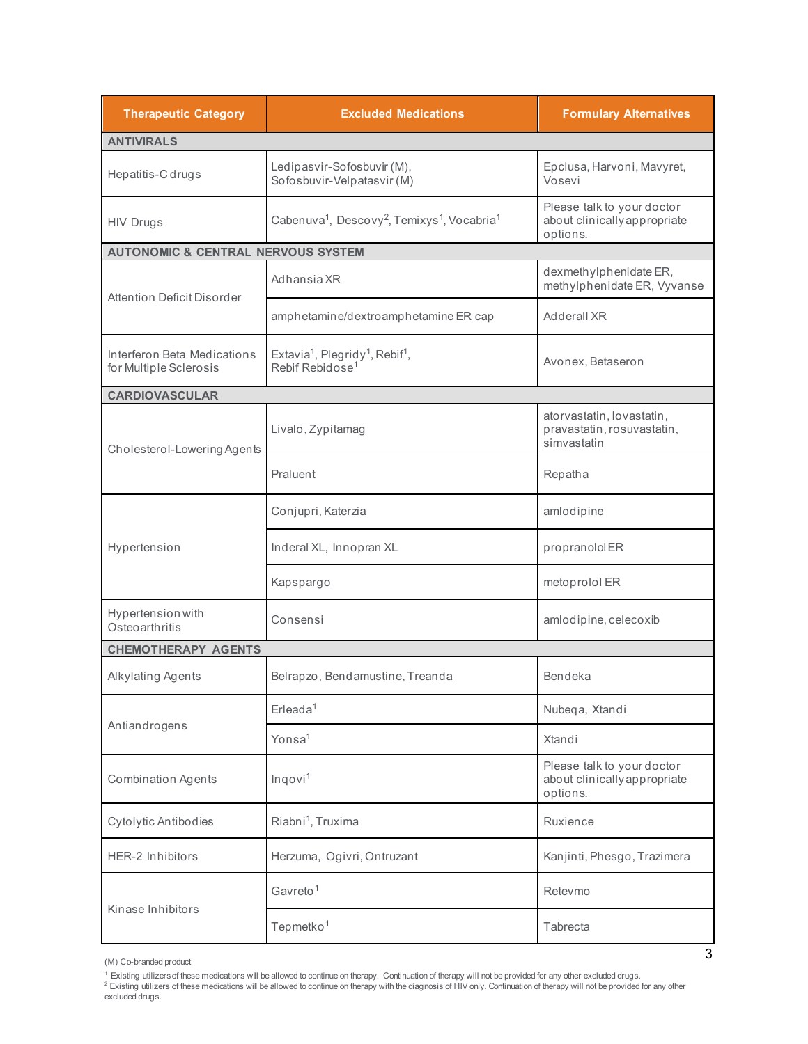| Therapeutic Category | Excluded Medications | Formulary Alternatives |
|---|---|---|
| **ANTIVIRALS** | | |
| Hepatitis-C drugs | Ledipasvir-Sofosbuvir (M), Sofosbuvir-Velpatasvir (M) | Epclusa, Harvoni, Mavyret, Vosevi |
| HIV Drugs | Cabenuva[1], Descovy[2], Temixys[1], Vocabria[1] | Please talk to your doctor about clinically appropriate options. |
| **AUTONOMIC & CENTRAL NERVOUS SYSTEM** | | |
| Attention Deficit Disorder | Adhansia XR | dexmethylphenidate ER, methylphenidate ER, Vyvanse |
| | amphetamine/dextroamphetamine ER cap | Adderall XR |
| Interferon Beta Medications for Multiple Sclerosis | Extavia[1], Plegridy[1], Rebif[1], Rebif Rebidose[1] | Avonex, Betaseron |
| **CARDIOVASCULAR** | | |
| Cholesterol-Lowering Agents | Livalo, Zypitamag | atorvastatin, lovastatin, pravastatin, rosuvastatin, simvastatin |
| | Praluent | Repatha |
| Hypertension | Conjupri, Katerzia | amlodipine |
| | Inderal XL, Innopran XL | propranolol ER |
| | Kapspargo | metoprolol ER |
| Hypertension with Osteoarthritis | Consensi | amlodipine, celecoxib |
| **CHEMOTHERAPY AGENTS** | | |
| Alkylating Agents | Belrapzo, Bendamustine, Treanda | Bendeka |
| Antiandrogens | Erleada[1] | Nubeqa, Xtandi |
| | Yonsa[1] | Xtandi |
| Combination Agents | Inqovi[1] | Please talk to your doctor about clinically appropriate options. |
| Cytolytic Antibodies | Riabni[1], Truxima | Ruxience |
| HER-2 Inhibitors | Herzuma, Ogivri, Ontruzant | Kanjinti, Phesgo, Trazimera |
| Kinase Inhibitors | Gavreto[1] | Retevmo |
| | Tepmetko[1] | Tabrecta |

(M) Co-branded product

[1] Existing utilizers of these medications will be allowed to continue on therapy. Continuation of therapy will not be provided for any other excluded drugs.

[2] Existing utilizers of these medications will be allowed to continue on therapy with the diagnosis of HIV only. Continuation of therapy will not be provided for any other excluded drugs.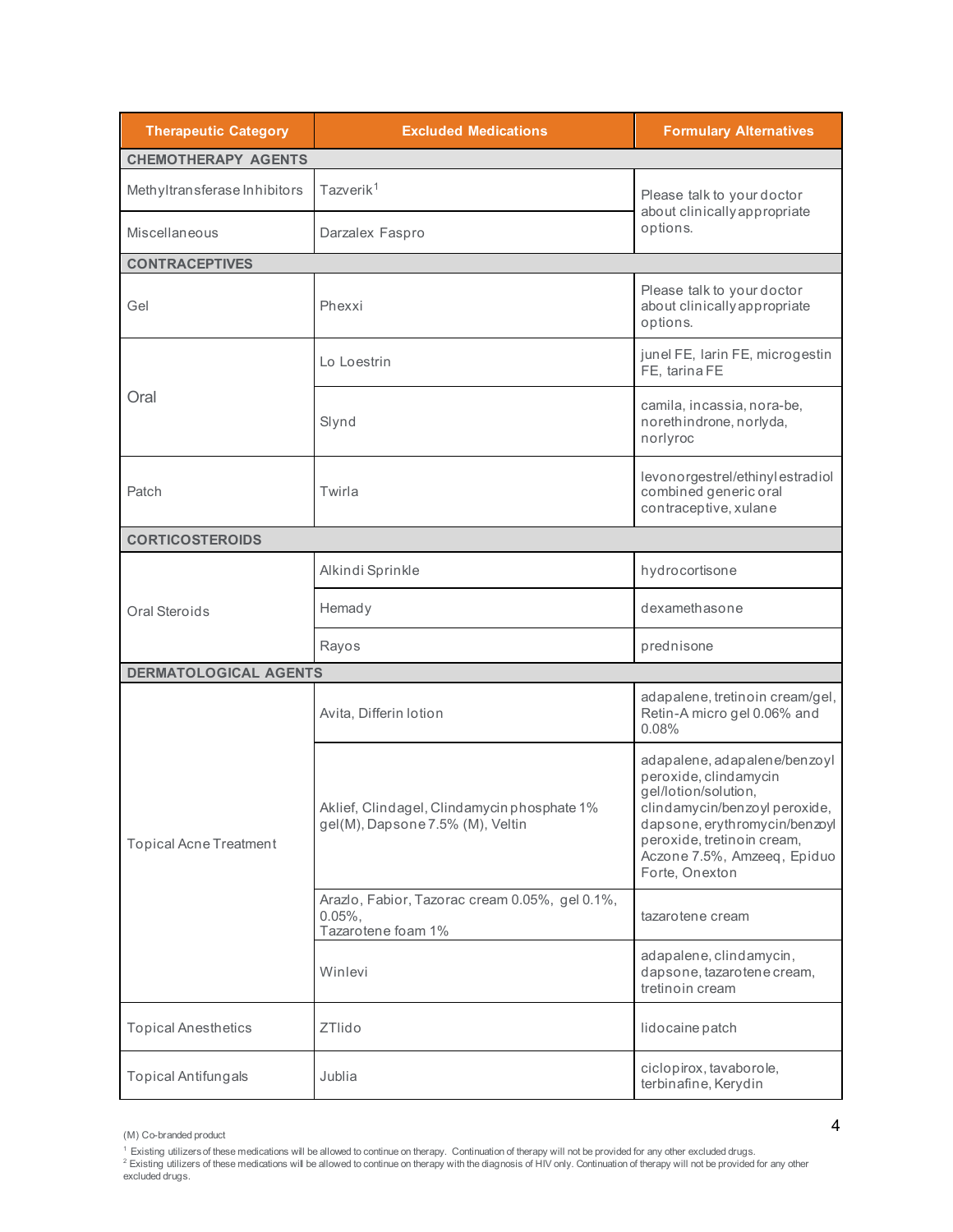| Therapeutic Category | Excluded Medications | Formulary Alternatives |
|---|---|---|
| **CHEMOTHERAPY AGENTS** | | |
| Methyltransferase Inhibitors | Tazverik[1] | Please talk to your doctor about clinically appropriate options. |
| Miscellaneous | Darzalex Faspro | |
| **CONTRACEPTIVES** | | |
| Gel | Phexxi | Please talk to your doctor about clinically appropriate options. |
| Oral | Lo Loestrin | junel FE, larin FE, microgestin FE, tarina FE |
| | Slynd | camila, incassia, nora-be, norethindrone, norlyda, norlyroc |
| Patch | Twirla | levonorgestrel/ethinyl estradiol combined generic oral contraceptive, xulane |
| **CORTICOSTEROIDS** | | |
| Oral Steroids | Alkindi Sprinkle | hydrocortisone |
| | Hemady | dexamethasone |
| | Rayos | prednisone |
| **DERMATOLOGICAL AGENTS** | | |
| Topical Acne Treatment | Avita, Differin lotion | adapalene, tretinoin cream/gel, Retin-A micro gel 0.06% and 0.08% |
| | Aklief, Clindagel, Clindamycin phosphate 1% gel(M), Dapsone 7.5% (M), Veltin | adapalene, adapalene/benzoyl peroxide, clindamycin gel/lotion/solution, clindamycin/benzoyl peroxide, dapsone, erythromycin/benzoyl peroxide, tretinoin cream, Aczone 7.5%, Amzeeq, Epiduo Forte, Onexton |
| | Arazlo, Fabior, Tazorac cream 0.05%, gel 0.1%, 0.05%, Tazarotene foam 1% | tazarotene cream |
| | Winlevi | adapalene, clindamycin, dapsone, tazarotene cream, tretinoin cream |
| Topical Anesthetics | ZTlido | lidocaine patch |
| Topical Antifungals | Jublia | ciclopirox, tavaborole, terbinafine, Kerydin |

(M) Co-branded product

[1] Existing utilizers of these medications will be allowed to continue on therapy. Continuation of therapy will not be provided for any other excluded drugs.

[2] Existing utilizers of these medications will be allowed to continue on therapy with the diagnosis of HIV only. Continuation of therapy will not be provided for any other excluded drugs.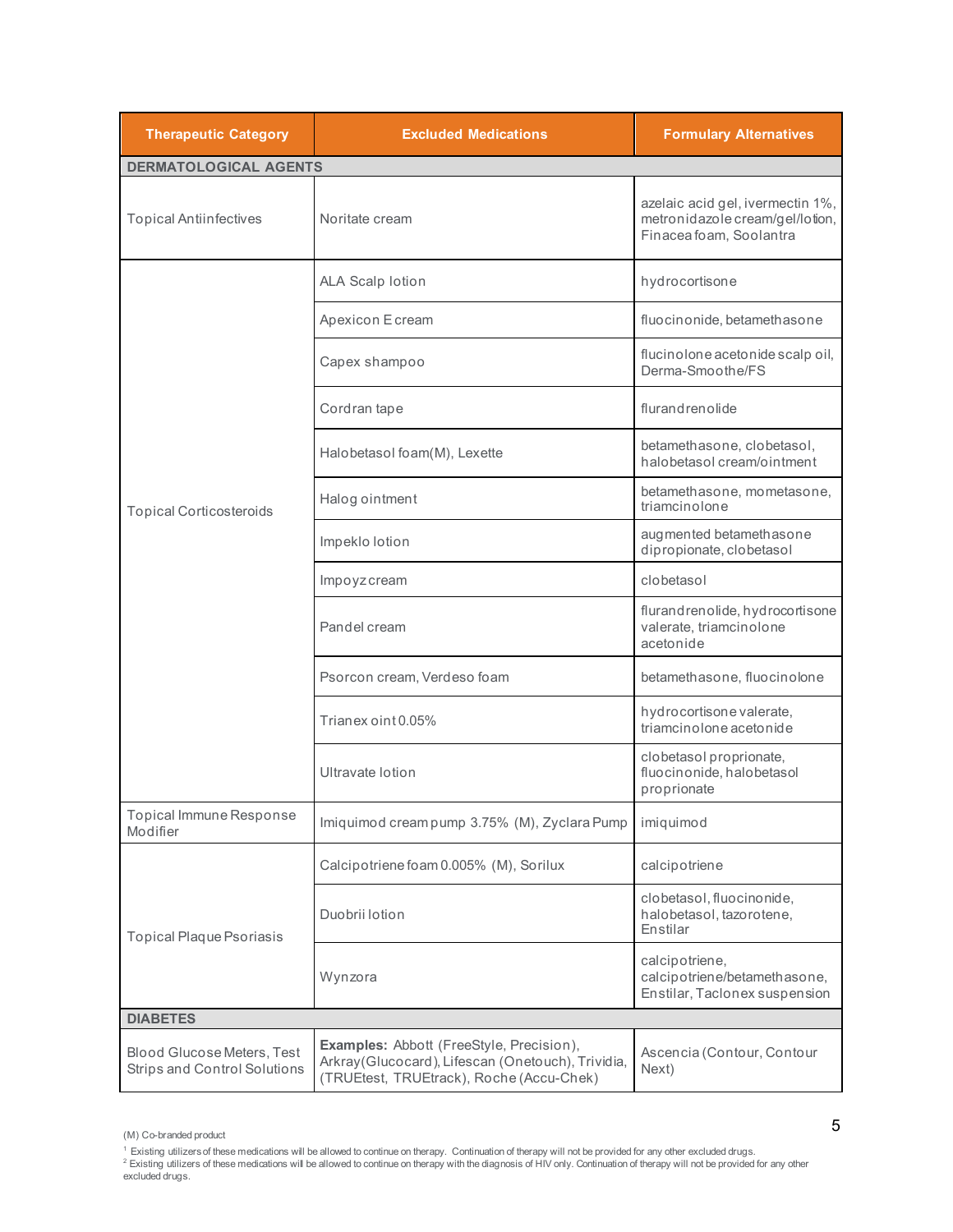| Therapeutic Category | Excluded Medications | Formulary Alternatives |
|---|---|---|
| **DERMATOLOGICAL AGENTS** | | |
| Topical Antiinfectives | Noritate cream | azelaic acid gel, ivermectin 1%, metronidazole cream/gel/lotion, Finacea foam, Soolantra |
| Topical Corticosteroids | ALA Scalp lotion | hydrocortisone |
| | Apexicon E cream | fluocinonide, betamethasone |
| | Capex shampoo | flucinolone acetonide scalp oil, Derma-Smoothe/FS |
| | Cordran tape | flurandrenolide |
| | Halobetasol foam(M), Lexette | betamethasone, clobetasol, halobetasol cream/ointment |
| | Halog ointment | betamethasone, mometasone, triamcinolone |
| | Impeklo lotion | augmented betamethasone dipropionate, clobetasol |
| | Impoyz cream | clobetasol |
| | Pandel cream | flurandrenolide, hydrocortisone valerate, triamcinolone acetonide |
| | Psorcon cream, Verdeso foam | betamethasone, fluocinolone |
| | Trianex oint 0.05% | hydrocortisone valerate, triamcinolone acetonide |
| | Ultravate lotion | clobetasol proprionate, fluocinonide, halobetasol proprionate |
| Topical Immune Response Modifier | Imiquimod cream pump 3.75% (M), Zyclara Pump | imiquimod |
| Topical Plaque Psoriasis | Calcipotriene foam 0.005% (M), Sorilux | calcipotriene |
| | Duobrii lotion | clobetasol, fluocinonide, halobetasol, tazorotene, Enstilar |
| | Wynzora | calcipotriene, calcipotriene/betamethasone, Enstilar, Taclonex suspension |
| **DIABETES** | | |
| Blood Glucose Meters, Test Strips and Control Solutions | **Examples:** Abbott (FreeStyle, Precision), Arkray(Glucocard), Lifescan (Onetouch), Trividia, (TRUEtest, TRUEtrack), Roche (Accu-Chek) | Ascencia (Contour, Contour Next) |

(M) Co-branded product

[1] Existing utilizers of these medications will be allowed to continue on therapy. Continuation of therapy will not be provided for any other excluded drugs.
[2] Existing utilizers of these medications will be allowed to continue on therapy with the diagnosis of HIV only. Continuation of therapy will not be provided for any other excluded drugs.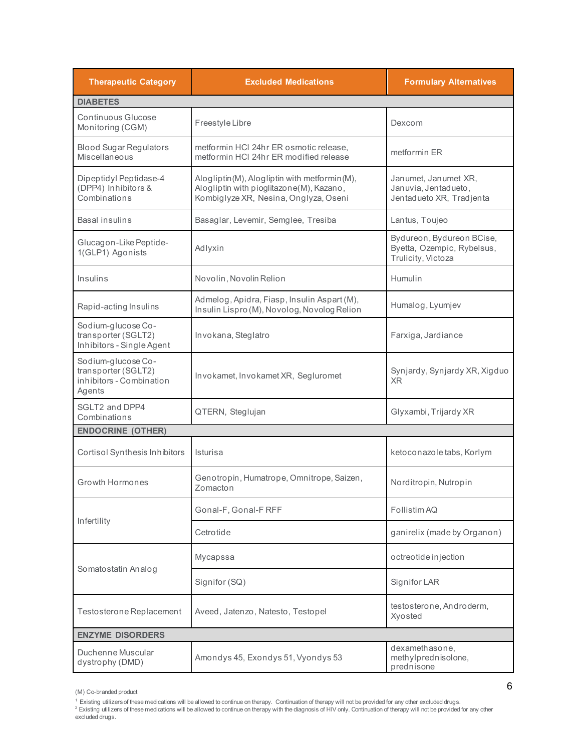| Therapeutic Category | Excluded Medications | Formulary Alternatives |
|---|---|---|
| **DIABETES** | | |
| Continuous Glucose Monitoring (CGM) | Freestyle Libre | Dexcom |
| Blood Sugar Regulators Miscellaneous | metformin HCl 24hr ER osmotic release, metformin HCl 24hr ER modified release | metformin ER |
| Dipeptidyl Peptidase-4 (DPP4) Inhibitors & Combinations | Alogliptin(M), Alogliptin with metformin(M), Alogliptin with pioglitazone(M), Kazano, Kombiglyze XR, Nesina, Onglyza, Oseni | Janumet, Janumet XR, Januvia, Jentadueto, Jentadueto XR, Tradjenta |
| Basal insulins | Basaglar, Levemir, Semglee, Tresiba | Lantus, Toujeo |
| Glucagon-Like Peptide-1(GLP1) Agonists | Adlyxin | Bydureon, Bydureon BCise, Byetta, Ozempic, Rybelsus, Trulicity, Victoza |
| Insulins | Novolin, Novolin Relion | Humulin |
| Rapid-acting Insulins | Admelog, Apidra, Fiasp, Insulin Aspart (M), Insulin Lispro (M), Novolog, Novolog Relion | Humalog, Lyumjev |
| Sodium-glucose Co-transporter (SGLT2) Inhibitors - Single Agent | Invokana, Steglatro | Farxiga, Jardiance |
| Sodium-glucose Co-transporter (SGLT2) inhibitors - Combination Agents | Invokamet, Invokamet XR, Segluromet | Synjardy, Synjardy XR, Xigduo XR |
| SGLT2 and DPP4 Combinations | QTERN, Steglujan | Glyxambi, Trijardy XR |
| **ENDOCRINE (OTHER)** | | |
| Cortisol Synthesis Inhibitors | Isturisa | ketoconazole tabs, Korlym |
| Growth Hormones | Genotropin, Humatrope, Omnitrope, Saizen, Zomacton | Norditropin, Nutropin |
| Infertility | Gonal-F, Gonal-F RFF | Follistim AQ |
| | Cetrotide | ganirelix (made by Organon) |
| Somatostatin Analog | Mycapssa | octreotide injection |
| | Signifor (SQ) | Signifor LAR |
| Testosterone Replacement | Aveed, Jatenzo, Natesto, Testopel | testosterone, Androderm, Xyosted |
| **ENZYME DISORDERS** | | |
| Duchenne Muscular dystrophy (DMD) | Amondys 45, Exondys 51, Vyondys 53 | dexamethasone, methylprednisolone, prednisone |

(M) Co-branded product

[1] Existing utilizers of these medications will be allowed to continue on therapy. Continuation of therapy will not be provided for any other excluded drugs.

[2] Existing utilizers of these medications will be allowed to continue on therapy with the diagnosis of HIV only. Continuation of therapy will not be provided for any other excluded drugs.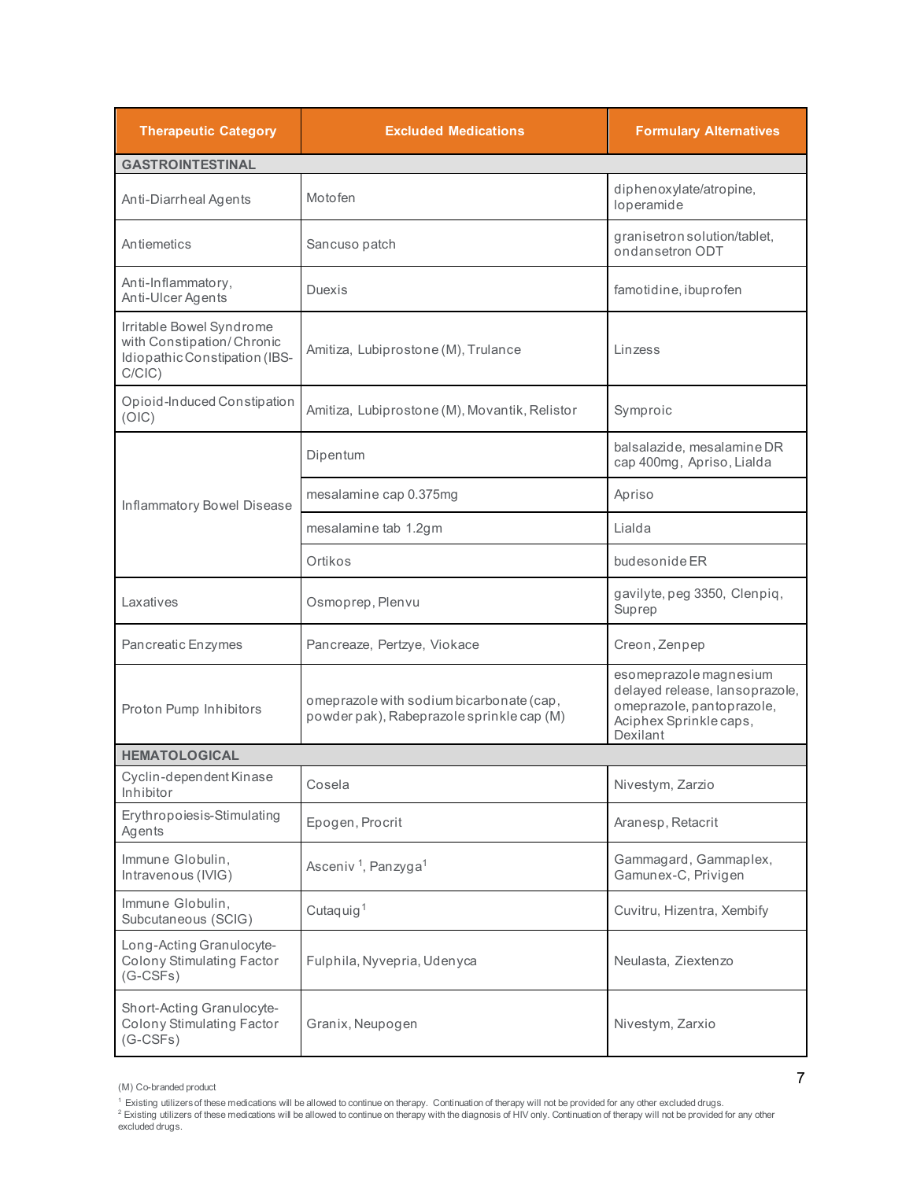| Therapeutic Category | Excluded Medications | Formulary Alternatives |
|---|---|---|
| **GASTROINTESTINAL** | | |
| Anti-Diarrheal Agents | Motofen | diphenoxylate/atropine, loperamide |
| Antiemetics | Sancuso patch | granisetron solution/tablet, ondansetron ODT |
| Anti-Inflammatory, Anti-Ulcer Agents | Duexis | famotidine, ibuprofen |
| Irritable Bowel Syndrome with Constipation/ Chronic Idiopathic Constipation (IBS-C/CIC) | Amitiza, Lubiprostone (M), Trulance | Linzess |
| Opioid-Induced Constipation (OIC) | Amitiza, Lubiprostone (M), Movantik, Relistor | Symproic |
| Inflammatory Bowel Disease | Dipentum | balsalazide, mesalamine DR cap 400mg, Apriso, Lialda |
| | mesalamine cap 0.375mg | Apriso |
| | mesalamine tab 1.2gm | Lialda |
| | Ortikos | budesonide ER |
| Laxatives | Osmoprep, Plenvu | gavilyte, peg 3350, Clenpiq, Suprep |
| Pancreatic Enzymes | Pancreaze, Pertzye, Viokace | Creon, Zenpep |
| Proton Pump Inhibitors | omeprazole with sodium bicarbonate (cap, powder pak), Rabeprazole sprinkle cap (M) | esomeprazole magnesium delayed release, lansoprazole, omeprazole, pantoprazole, Aciphex Sprinkle caps, Dexilant |
| **HEMATOLOGICAL** | | |
| Cyclin-dependent Kinase Inhibitor | Cosela | Nivestym, Zarzio |
| Erythropoiesis-Stimulating Agents | Epogen, Procrit | Aranesp, Retacrit |
| Immune Globulin, Intravenous (IVIG) | Asceniv [1], Panzyga[1] | Gammagard, Gammaplex, Gamunex-C, Privigen |
| Immune Globulin, Subcutaneous (SCIG) | Cutaquig[1] | Cuvitru, Hizentra, Xembify |
| Long-Acting Granulocyte-Colony Stimulating Factor (G-CSFs) | Fulphila, Nyvepria, Udenyca | Neulasta, Ziextenzo |
| Short-Acting Granulocyte-Colony Stimulating Factor (G-CSFs) | Granix, Neupogen | Nivestym, Zarxio |

(M) Co-branded product

[1] Existing utilizers of these medications will be allowed to continue on therapy. Continuation of therapy will not be provided for any other excluded drugs.

[2] Existing utilizers of these medications will be allowed to continue on therapy with the diagnosis of HIV only. Continuation of therapy will not be provided for any other excluded drugs.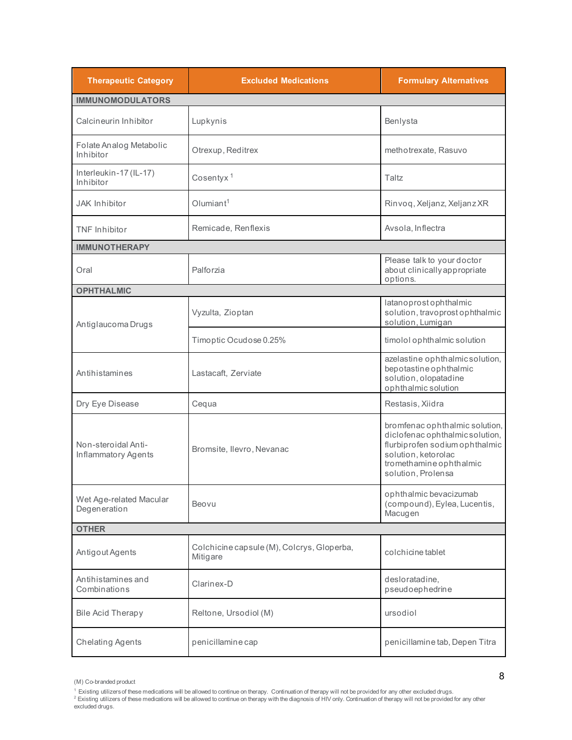| Therapeutic Category | Excluded Medications | Formulary Alternatives |
|---|---|---|
| **IMMUNOMODULATORS** | | |
| Calcineurin Inhibitor | Lupkynis | Benlysta |
| Folate Analog Metabolic Inhibitor | Otrexup, Reditrex | methotrexate, Rasuvo |
| Interleukin-17 (IL-17) Inhibitor | Cosentyx [1] | Taltz |
| JAK Inhibitor | Olumiant[1] | Rinvoq, Xeljanz, Xeljanz XR |
| TNF Inhibitor | Remicade, Renflexis | Avsola, Inflectra |
| **IMMUNOTHERAPY** | | |
| Oral | Palforzia | Please talk to your doctor about clinically appropriate options. |
| **OPHTHALMIC** | | |
| Antiglaucoma Drugs | Vyzulta, Zioptan | latanoprost ophthalmic solution, travoprost ophthalmic solution, Lumigan |
| | Timoptic Ocudose 0.25% | timolol ophthalmic solution |
| Antihistamines | Lastacaft, Zerviate | azelastine ophthalmic solution, bepotastine ophthalmic solution, olopatadine ophthalmic solution |
| Dry Eye Disease | Cequa | Restasis, Xiidra |
| Non-steroidal Anti-Inflammatory Agents | Bromsite, Ilevro, Nevanac | bromfenac ophthalmic solution, diclofenac ophthalmic solution, flurbiprofen sodium ophthalmic solution, ketorolac tromethamine ophthalmic solution, Prolensa |
| Wet Age-related Macular Degeneration | Beovu | ophthalmic bevacizumab (compound), Eylea, Lucentis, Macugen |
| **OTHER** | | |
| Antigout Agents | Colchicine capsule (M), Colcrys, Gloperba, Mitigare | colchicine tablet |
| Antihistamines and Combinations | Clarinex-D | desloratadine, pseudoephedrine |
| Bile Acid Therapy | Reltone, Ursodiol (M) | ursodiol |
| Chelating Agents | penicillamine cap | penicillamine tab, Depen Titra |

(M) Co-branded product

[1] Existing utilizers of these medications will be allowed to continue on therapy. Continuation of therapy will not be provided for any other excluded drugs.

[2] Existing utilizers of these medications will be allowed to continue on therapy with the diagnosis of HIV only. Continuation of therapy will not be provided for any other excluded drugs.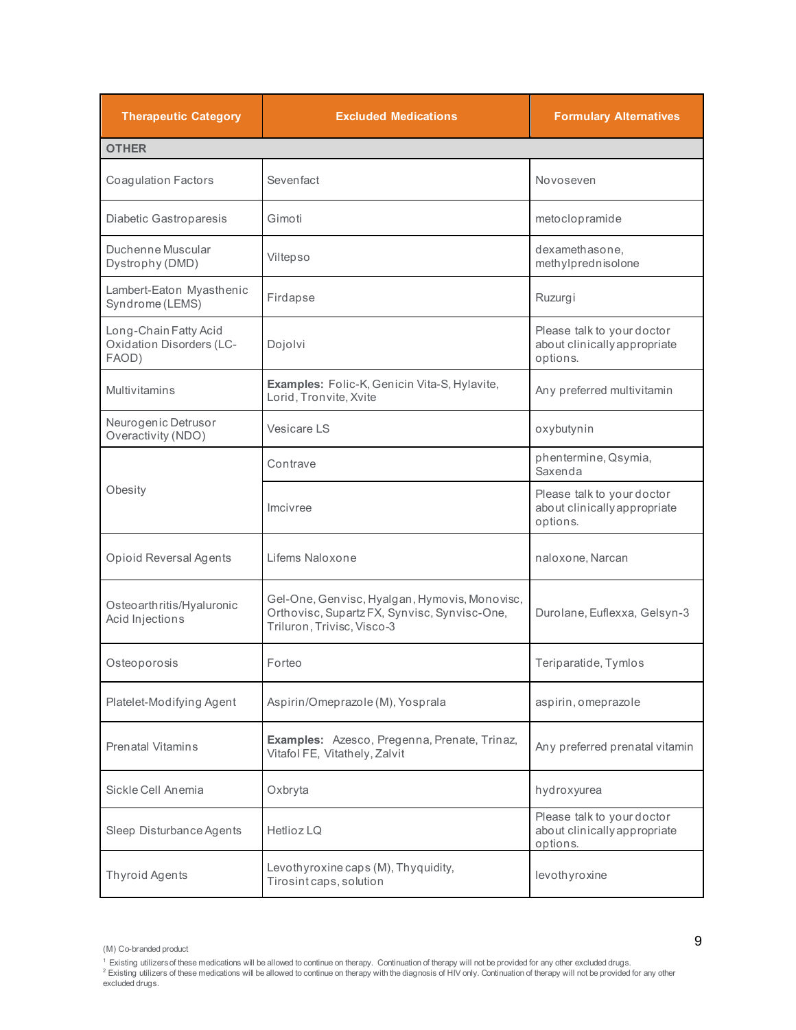| Therapeutic Category | Excluded Medications | Formulary Alternatives |
|---|---|---|
| **OTHER** | | |
| Coagulation Factors | Sevenfact | Novoseven |
| Diabetic Gastroparesis | Gimoti | metoclopramide |
| Duchenne Muscular Dystrophy (DMD) | Viltepso | dexamethasone, methylprednisolone |
| Lambert-Eaton Myasthenic Syndrome (LEMS) | Firdapse | Ruzurgi |
| Long-Chain Fatty Acid Oxidation Disorders (LC-FAOD) | Dojolvi | Please talk to your doctor about clinically appropriate options. |
| Multivitamins | **Examples:** Folic-K, Genicin Vita-S, Hylavite, Lorid, Tronvite, Xvite | Any preferred multivitamin |
| Neurogenic Detrusor Overactivity (NDO) | Vesicare LS | oxybutynin |
| Obesity | Contrave | phentermine, Qsymia, Saxenda |
| | Imcivree | Please talk to your doctor about clinically appropriate options. |
| Opioid Reversal Agents | Lifems Naloxone | naloxone, Narcan |
| Osteoarthritis/Hyaluronic Acid Injections | Gel-One, Genvisc, Hyalgan, Hymovis, Monovisc, Orthovisc, Supartz FX, Synvisc, Synvisc-One, Triluron, Trivisc, Visco-3 | Durolane, Euflexxa, Gelsyn-3 |
| Osteoporosis | Forteo | Teriparatide, Tymlos |
| Platelet-Modifying Agent | Aspirin/Omeprazole (M), Yosprala | aspirin, omeprazole |
| Prenatal Vitamins | **Examples:** Azesco, Pregenna, Prenate, Trinaz, Vitafol FE, Vitathely, Zalvit | Any preferred prenatal vitamin |
| Sickle Cell Anemia | Oxbryta | hydroxyurea |
| Sleep Disturbance Agents | Hetlioz LQ | Please talk to your doctor about clinically appropriate options. |
| Thyroid Agents | Levothyroxine caps (M), Thyquidity, Tirosint caps, solution | levothyroxine |

(M) Co-branded product

[1] Existing utilizers of these medications will be allowed to continue on therapy. Continuation of therapy will not be provided for any other excluded drugs.

[2] Existing utilizers of these medications will be allowed to continue on therapy with the diagnosis of HIV only. Continuation of therapy will not be provided for any other excluded drugs.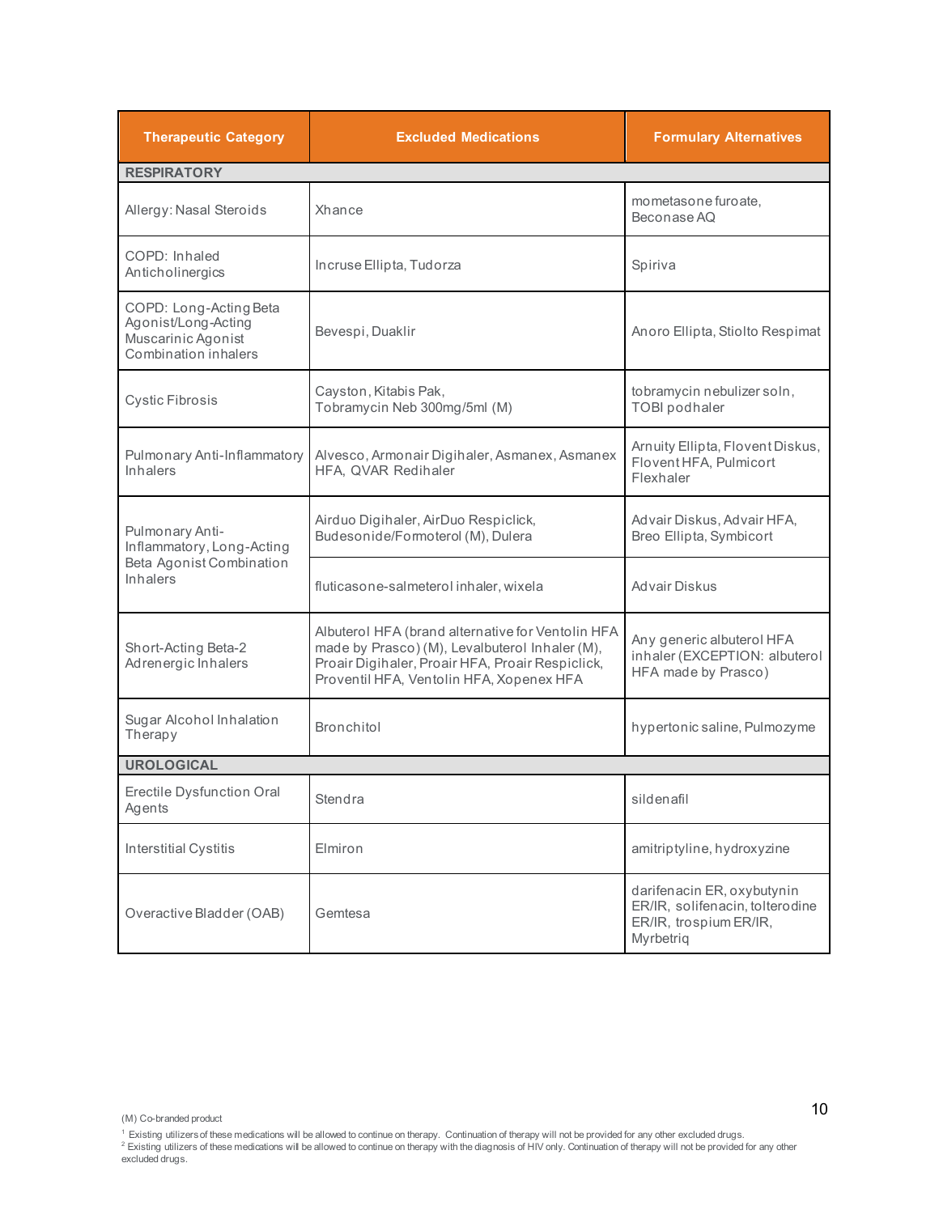| Therapeutic Category | Excluded Medications | Formulary Alternatives |
|---|---|---|
| **RESPIRATORY** | | |
| Allergy: Nasal Steroids | Xhance | mometasone furoate, Beconase AQ |
| COPD: Inhaled Anticholinergics | Incruse Ellipta, Tudorza | Spiriva |
| COPD: Long-Acting Beta Agonist/Long-Acting Muscarinic Agonist Combination inhalers | Bevespi, Duaklir | Anoro Ellipta, Stiolto Respimat |
| Cystic Fibrosis | Cayston, Kitabis Pak, Tobramycin Neb 300mg/5ml (M) | tobramycin nebulizer soln, TOBI podhaler |
| Pulmonary Anti-Inflammatory Inhalers | Alvesco, Armonair Digihaler, Asmanex, Asmanex HFA, QVAR Redihaler | Arnuity Ellipta, Flovent Diskus, Flovent HFA, Pulmicort Flexhaler |
| Pulmonary Anti-Inflammatory, Long-Acting Beta Agonist Combination Inhalers | Airduo Digihaler, AirDuo Respiclick, Budesonide/Formoterol (M), Dulera | Advair Diskus, Advair HFA, Breo Ellipta, Symbicort |
| | fluticasone-salmeterol inhaler, wixela | Advair Diskus |
| Short-Acting Beta-2 Adrenergic Inhalers | Albuterol HFA (brand alternative for Ventolin HFA made by Prasco) (M), Levalbuterol Inhaler (M), Proair Digihaler, Proair HFA, Proair Respiclick, Proventil HFA, Ventolin HFA, Xopenex HFA | Any generic albuterol HFA inhaler (EXCEPTION: albuterol HFA made by Prasco) |
| Sugar Alcohol Inhalation Therapy | Bronchitol | hypertonic saline, Pulmozyme |
| **UROLOGICAL** | | |
| Erectile Dysfunction Oral Agents | Stendra | sildenafil |
| Interstitial Cystitis | Elmiron | amitriptyline, hydroxyzine |
| Overactive Bladder (OAB) | Gemtesa | darifenacin ER, oxybutynin ER/IR, solifenacin, tolterodine ER/IR, trospium ER/IR, Myrbetriq |

(M) Co-branded product

[1] Existing utilizers of these medications will be allowed to continue on therapy. Continuation of therapy will not be provided for any other excluded drugs.
[2] Existing utilizers of these medications will be allowed to continue on therapy with the diagnosis of HIV only. Continuation of therapy will not be provided for any other excluded drugs.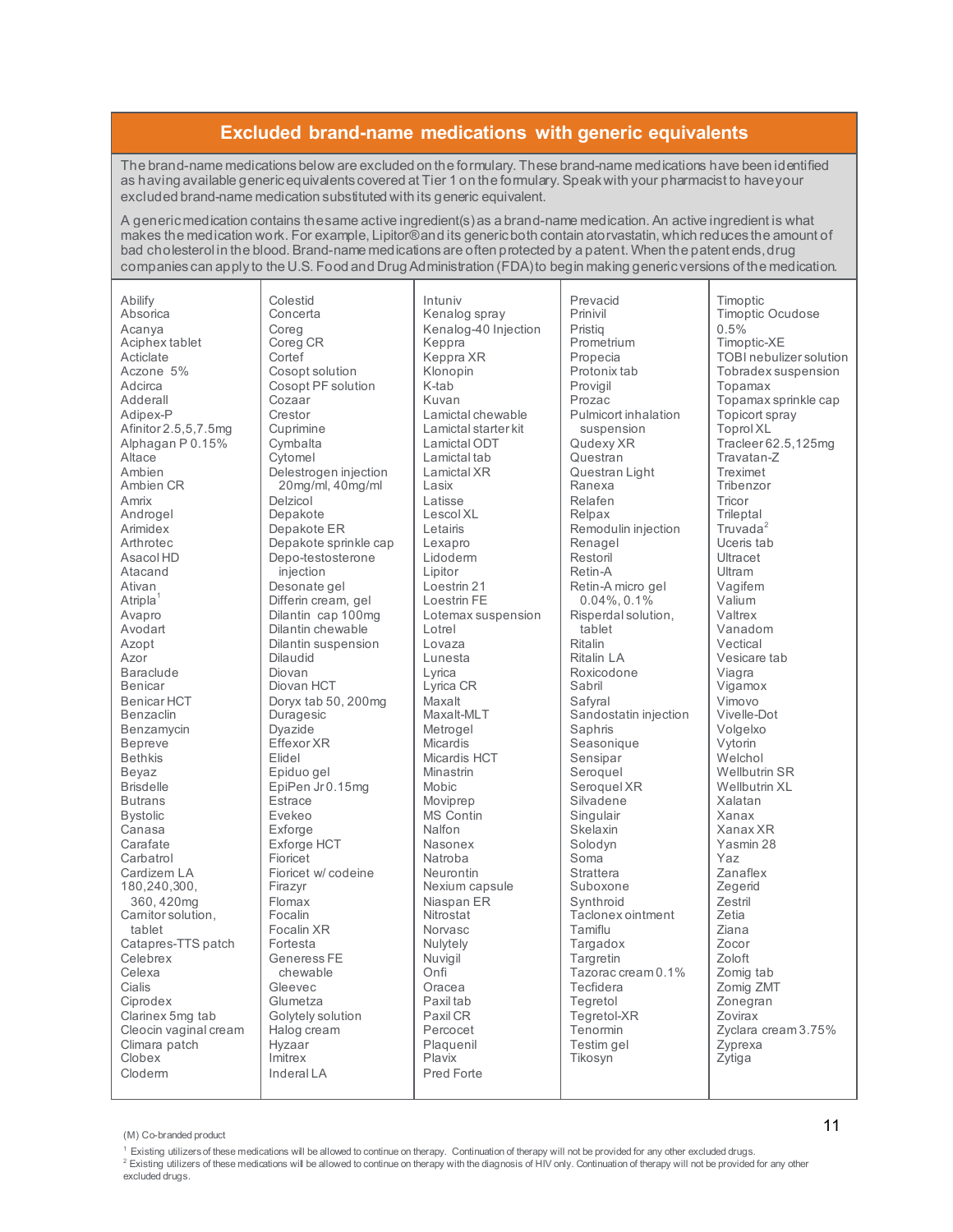## Excluded brand-name medications with generic equivalents

The brand-name medications below are excluded on the formulary. These brand-name medications have been identified as having available generic equivalents covered at Tier 1 on the formulary. Speak with your pharmacist to have your excluded brand-name medication substituted with its generic equivalent.

A generic medication contains the same active ingredient(s) as a brand-name medication. An active ingredient is what makes the medication work. For example, Lipitor® and its generic both contain atorvastatin, which reduces the amount of bad cholesterol in the blood. Brand-name medications are often protected by a patent. When the patent ends, drug companies can apply to the U.S. Food and Drug Administration (FDA) to begin making generic versions of the medication.

Abilify
Absorica
Acanya
Aciphex tablet
Acticlate
Aczone 5%
Adcirca
Adderall
Adipex-P
Afinitor 2.5,5,7.5mg
Alphagan P 0.15%
Altace
Ambien
Ambien CR
Amrix
Androgel
Arimidex
Arthrotec
Asacol HD
Atacand
Ativan
Atripla[1]
Avapro
Avodart
Azopt
Azor
Baraclude
Benicar
Benicar HCT
Benzaclin
Benzamycin
Bepreve
Bethkis
Beyaz
Brisdelle
Butrans
Bystolic
Canasa
Carafate
Carbatrol
Cardizem LA 180,240,300, 360, 420mg
Carnitor solution, tablet
Catapres-TTS patch
Celebrex
Celexa
Cialis
Ciprodex
Clarinex 5mg tab
Cleocin vaginal cream
Climara patch
Clobex
Cloderm

Colestid
Concerta
Coreg
Coreg CR
Cortef
Cosopt solution
Cosopt PF solution
Cozaar
Crestor
Cuprimine
Cymbalta
Cytomel
Delestrogen injection 20mg/ml, 40mg/ml
Delzicol
Depakote
Depakote ER
Depakote sprinkle cap
Depo-testosterone injection
Desonate gel
Differin cream, gel
Dilantin cap 100mg
Dilantin chewable
Dilantin suspension
Dilaudid
Diovan
Diovan HCT
Doryx tab 50, 200mg
Duragesic
Dyazide
Effexor XR
Elidel
Epiduo gel
EpiPen Jr 0.15mg
Estrace
Evekeo
Exforge
Exforge HCT
Fioricet
Fioricet w/ codeine
Firazyr
Flomax
Focalin
Focalin XR
Fortesta
Generess FE chewable
Gleevec
Glumetza
Golytely solution
Halog cream
Hyzaar
Imitrex
Inderal LA

Intuniv
Kenalog spray
Kenalog-40 Injection
Keppra
Keppra XR
Klonopin
K-tab
Kuvan
Lamictal chewable
Lamictal starter kit
Lamictal ODT
Lamictal tab
Lamictal XR
Lasix
Latisse
Lescol XL
Letairis
Lexapro
Lidoderm
Lipitor
Loestrin 21
Loestrin FE
Lotemax suspension
Lotrel
Lovaza
Lunesta
Lyrica
Lyrica CR
Maxalt
Maxalt-MLT
Metrogel
Micardis
Micardis HCT
Minastrin
Mobic
Moviprep
MS Contin
Nalfon
Nasonex
Natroba
Neurontin
Nexium capsule
Niaspan ER
Nitrostat
Norvasc
Nulytely
Nuvigil
Onfi
Oracea
Paxil tab
Paxil CR
Percocet
Plaquenil
Plavix
Pred Forte

Prevacid
Prinivil
Pristiq
Prometrium
Propecia
Protonix tab
Provigil
Prozac
Pulmicort inhalation suspension
Qudexy XR
Questran
Questran Light
Ranexa
Relafen
Relpax
Remodulin injection
Renagel
Restoril
Retin-A
Retin-A micro gel 0.04%, 0.1%
Risperdal solution, tablet
Ritalin
Ritalin LA
Roxicodone
Sabril
Safyral
Sandostatin injection
Saphris
Seasonique
Sensipar
Seroquel
Seroquel XR
Silvadene
Singulair
Skelaxin
Solodyn
Soma
Strattera
Suboxone
Synthroid
Taclonex ointment
Tamiflu
Targadox
Targretin
Tazorac cream 0.1%
Tecfidera
Tegretol
Tegretol-XR
Tenormin
Testim gel
Tikosyn

Timoptic
Timoptic Ocudose 0.5%
Timoptic-XE
TOBI nebulizer solution
Tobradex suspension
Topamax
Topamax sprinkle cap
Topicort spray
Toprol XL
Tracleer 62.5,125mg
Travatan-Z
Treximet
Tribenzor
Tricor
Trileptal
Truvada[2]
Uceris tab
Ultracet
Ultram
Vagifem
Valium
Valtrex
Vanadom
Vectical
Vesicare tab
Viagra
Vigamox
Vimovo
Vivelle-Dot
Volgelxo
Vytorin
Welchol
Wellbutrin SR
Wellbutrin XL
Xalatan
Xanax
Xanax XR
Yasmin 28
Yaz
Zanaflex
Zegerid
Zestril
Zetia
Ziana
Zocor
Zoloft
Zomig tab
Zomig ZMT
Zonegran
Zovirax
Zyclara cream 3.75%
Zyprexa
Zytiga

(M) Co-branded product

[1] Existing utilizers of these medications will be allowed to continue on therapy. Continuation of therapy will not be provided for any other excluded drugs.

[2] Existing utilizers of these medications will be allowed to continue on therapy with the diagnosis of HIV only. Continuation of therapy will not be provided for any other excluded drugs.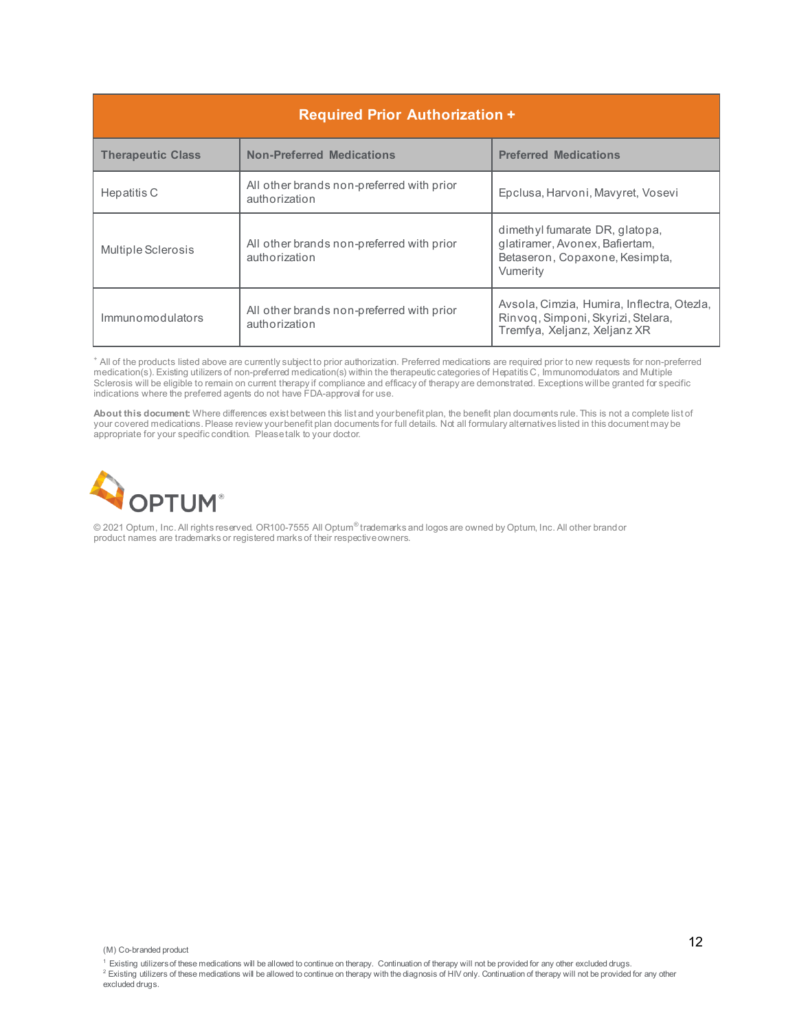## Required Prior Authorization +

| Therapeutic Class | Non-Preferred Medications | Preferred Medications |
|---|---|---|
| Hepatitis C | All other brands non-preferred with prior authorization | Epclusa, Harvoni, Mavyret, Vosevi |
| Multiple Sclerosis | All other brands non-preferred with prior authorization | dimethyl fumarate DR, glatopa, glatiramer, Avonex, Bafiertam, Betaseron, Copaxone, Kesimpta, Vumerity |
| Immunomodulators | All other brands non-preferred with prior authorization | Avsola, Cimzia, Humira, Inflectra, Otezla, Rinvoq, Simponi, Skyrizi, Stelara, Tremfya, Xeljanz, Xeljanz XR |

+ All of the products listed above are currently subject to prior authorization. Preferred medications are required prior to new requests for non-preferred medication(s). Existing utilizers of non-preferred medication(s) within the therapeutic categories of Hepatitis C, Immunomodulators and Multiple Sclerosis will be eligible to remain on current therapy if compliance and efficacy of therapy are demonstrated. Exceptions will be granted for specific indications where the preferred agents do not have FDA-approval for use.

**About this document:** Where differences exist between this list and your benefit plan, the benefit plan documents rule. This is not a complete list of your covered medications. Please review your benefit plan documents for full details. Not all formulary alternatives listed in this document may be appropriate for your specific condition. Please talk to your doctor.

OPTUM®

© 2021 Optum, Inc. All rights reserved. OR100-7555 All Optum® trademarks and logos are owned by Optum, Inc. All other brand or product names are trademarks or registered marks of their respective owners.

(M) Co-branded product

[1] Existing utilizers of these medications will be allowed to continue on therapy. Continuation of therapy will not be provided for any other excluded drugs.
[2] Existing utilizers of these medications will be allowed to continue on therapy with the diagnosis of HIV only. Continuation of therapy will not be provided for any other excluded drugs.